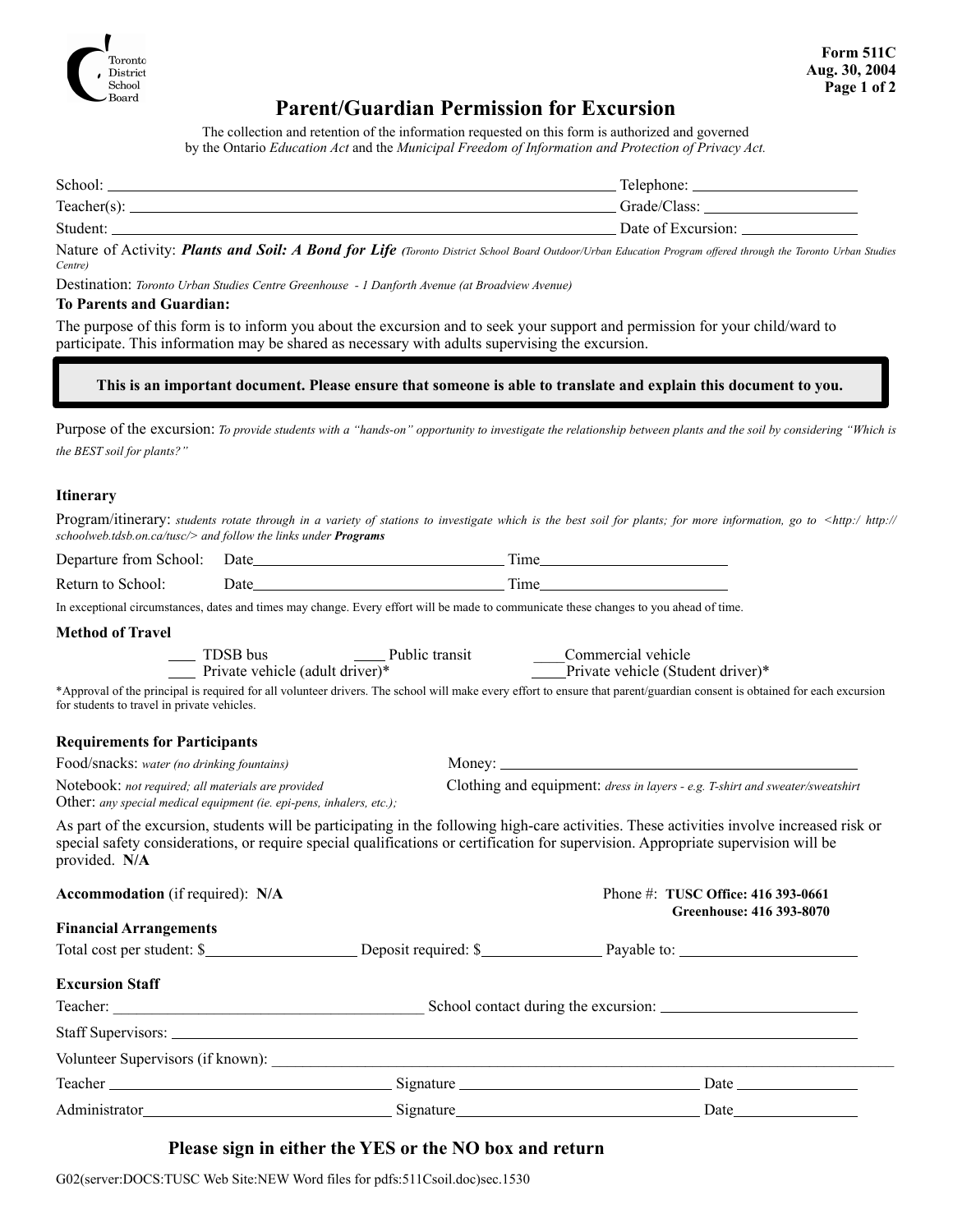Toronto District School Board

Form 511C
Aug. 30, 2004

# Parent/Guardian Permission for Excursion

The collection and retention of the information requested on this form is authorized and governed by the Ontario *Education Act* and the *Municipal Freedom of Information and Protection of Privacy Act.*

School: ______________________ Telephone: ____________
Teacher(s): ______________________ Grade/Class: ____________
Student: ______________________ Date of Excursion: ____________

Nature of Activity: ***Plants and Soil: A Bond for Life*** *(Toronto District School Board Outdoor/Urban Education Program offered through the Toronto Urban Studies Centre)*

Destination: *Toronto Urban Studies Centre Greenhouse - 1 Danforth Avenue (at Broadview Avenue)*

**To Parents and Guardian:**

The purpose of this form is to inform you about the excursion and to seek your support and permission for your child/ward to participate. This information may be shared as necessary with adults supervising the excursion.

**This is an important document. Please ensure that someone is able to translate and explain this document to you.**

Purpose of the excursion: *To provide students with a "hands-on" opportunity to investigate the relationship between plants and the soil by considering "Which is the BEST soil for plants?"*

### Itinerary

Program/itinerary: *students rotate through in a variety of stations to investigate which is the best soil for plants; for more information, go to <http:/ http:// schoolweb.tdsb.on.ca/tusc/> and follow the links under* ***Programs***

Departure from School: Date______________ Time______________
Return to School: Date______________ Time______________

In exceptional circumstances, dates and times may change. Every effort will be made to communicate these changes to you ahead of time.

### Method of Travel

___ TDSB bus ___ Public transit ___ Commercial vehicle
___ Private vehicle (adult driver)* ___ Private vehicle (Student driver)*

*Approval of the principal is required for all volunteer drivers. The school will make every effort to ensure that parent/guardian consent is obtained for each excursion for students to travel in private vehicles.

### Requirements for Participants

Food/snacks: *water (no drinking fountains)*
Money: ______________
Notebook: *not required; all materials are provided*
Clothing and equipment: *dress in layers - e.g. T-shirt and sweater/sweatshirt*
Other: *any special medical equipment (ie. epi-pens, inhalers, etc.);*

As part of the excursion, students will be participating in the following high-care activities. These activities involve increased risk or special safety considerations, or require special qualifications or certification for supervision. Appropriate supervision will be provided. **N/A**

**Accommodation** (if required): **N/A**

Phone #: **TUSC Office: 416 393-0661**
**Greenhouse: 416 393-8070**

### Financial Arrangements

Total cost per student: $__________ Deposit required: $__________ Payable to: __________

### Excursion Staff

Teacher: ______________ School contact during the excursion: ______________
Staff Supervisors: ______________
Volunteer Supervisors (if known): ______________
Teacher ______________ Signature ______________ Date ______________
Administrator______________ Signature______________ Date______________

**Please sign in either the YES or the NO box and return**

G02(server:DOCS:TUSC Web Site:NEW Word files for pdfs:511Csoil.doc)sec.1530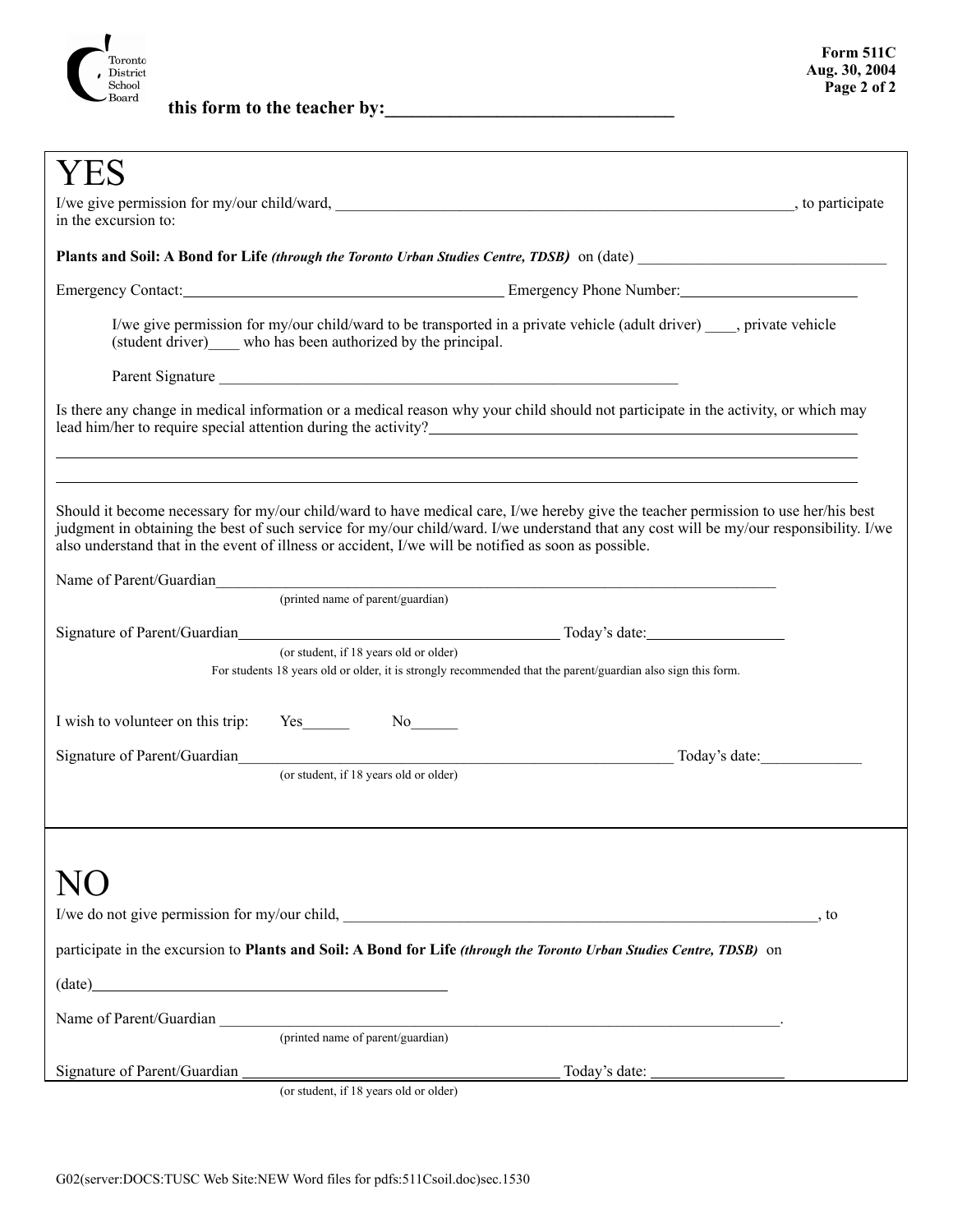this form to the teacher by:________________________________

# YES

I/we give permission for my/our child/ward, ____________________________________________________________, to participate in the excursion to:

**Plants and Soil: A Bond for Life** ***(through the Toronto Urban Studies Centre, TDSB)*** on (date) ________________________________

Emergency Contact:________________________________________ Emergency Phone Number:______________________

I/we give permission for my/our child/ward to be transported in a private vehicle (adult driver) ____, private vehicle (student driver)____ who has been authorized by the principal.

Parent Signature ____________________________________________________________

Is there any change in medical information or a medical reason why your child should not participate in the activity, or which may lead him/her to require special attention during the activity?_______________________________________________________

_____________________________________________________________________________________________________

_____________________________________________________________________________________________________

Should it become necessary for my/our child/ward to have medical care, I/we hereby give the teacher permission to use her/his best judgment in obtaining the best of such service for my/our child/ward. I/we understand that any cost will be my/our responsibility. I/we also understand that in the event of illness or accident, I/we will be notified as soon as possible.

Name of Parent/Guardian__________________________________________________________________________
(printed name of parent/guardian)

Signature of Parent/Guardian________________________________________ Today's date:_________________
(or student, if 18 years old or older)
For students 18 years old or older, it is strongly recommended that the parent/guardian also sign this form.

I wish to volunteer on this trip: Yes______ No______

Signature of Parent/Guardian________________________________________________________ Today's date:_____________
(or student, if 18 years old or older)

# NO

I/we do not give permission for my/our child, ______________________________________________________________, to

participate in the excursion to **Plants and Soil: A Bond for Life** ***(through the Toronto Urban Studies Centre, TDSB)*** on

(date)____________________________________________

Name of Parent/Guardian __________________________________________________________________________.
(printed name of parent/guardian)

Signature of Parent/Guardian ________________________________________ Today's date: ________________
(or student, if 18 years old or older)

G02(server:DOCS:TUSC Web Site:NEW Word files for pdfs:511Csoil.doc)sec.1530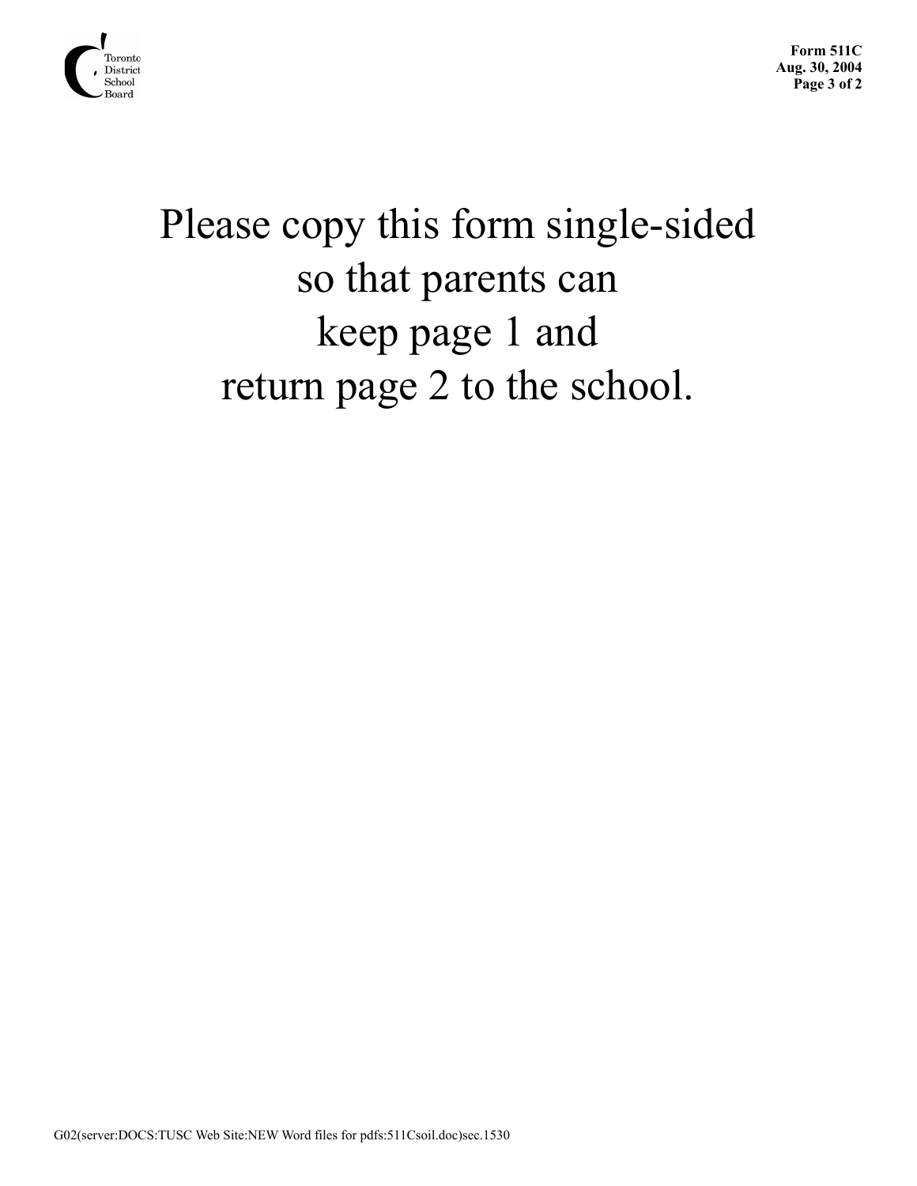Please copy this form single-sided so that parents can keep page 1 and return page 2 to the school.